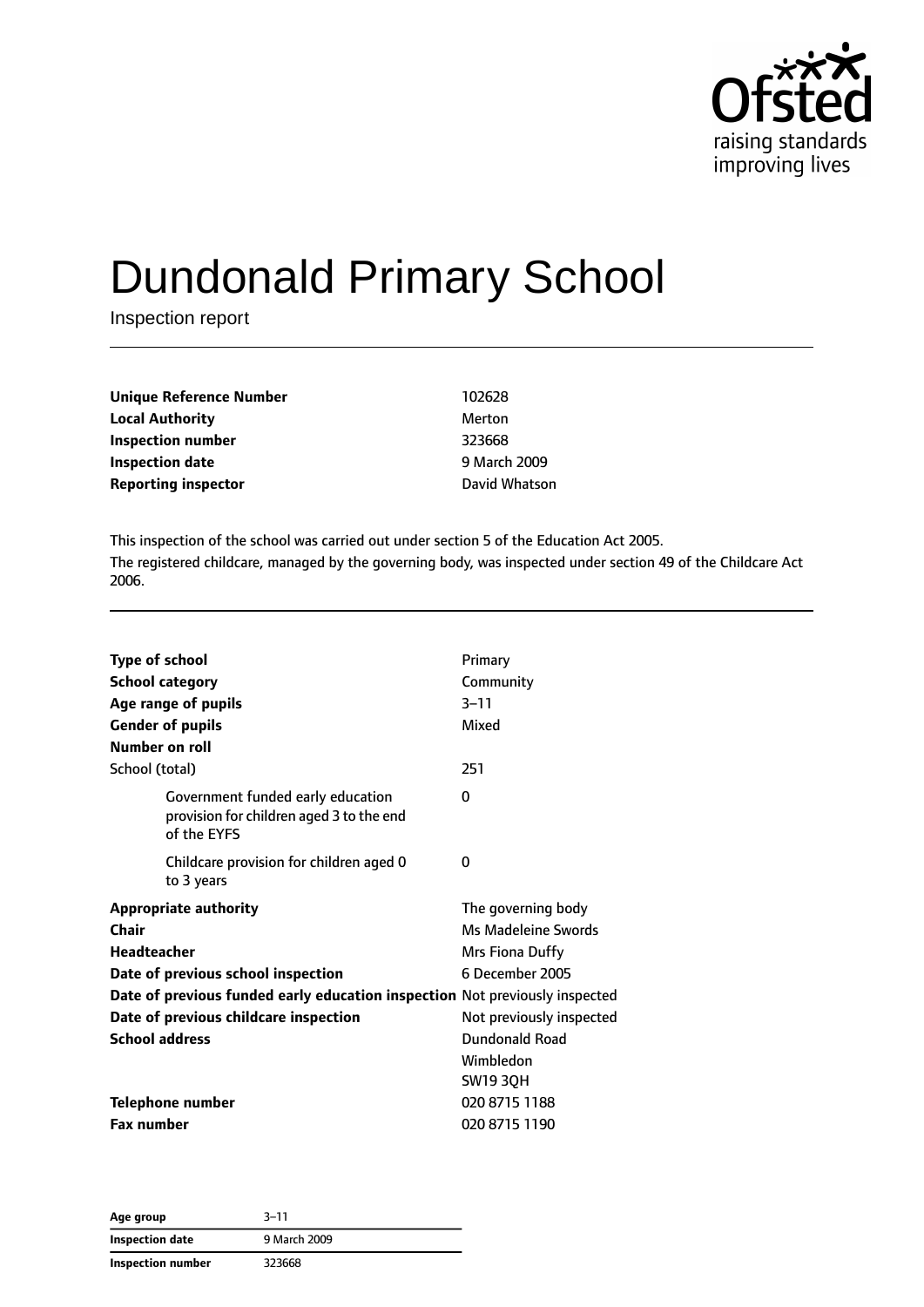# Dundonald Primary School

Inspection report

| | |
|---|---|
| **Unique Reference Number** | 102628 |
| **Local Authority** | Merton |
| **Inspection number** | 323668 |
| **Inspection date** | 9 March 2009 |
| **Reporting inspector** | David Whatson |

This inspection of the school was carried out under section 5 of the Education Act 2005.

The registered childcare, managed by the governing body, was inspected under section 49 of the Childcare Act 2006.

| | |
|---|---|
| **Type of school** | Primary |
| **School category** | Community |
| **Age range of pupils** | 3–11 |
| **Gender of pupils** | Mixed |
| **Number on roll** | |
| School (total) | 251 |
| Government funded early education provision for children aged 3 to the end of the EYFS | 0 |
| Childcare provision for children aged 0 to 3 years | 0 |
| **Appropriate authority** | The governing body |
| **Chair** | Ms Madeleine Swords |
| **Headteacher** | Mrs Fiona Duffy |
| **Date of previous school inspection** | 6 December 2005 |
| **Date of previous funded early education inspection** | Not previously inspected |
| **Date of previous childcare inspection** | Not previously inspected |
| **School address** | Dundonald Road<br>Wimbledon<br>SW19 3QH |
| **Telephone number** | 020 8715 1188 |
| **Fax number** | 020 8715 1190 |

| | |
|---|---|
| **Age group** | 3–11 |
| **Inspection date** | 9 March 2009 |
| **Inspection number** | 323668 |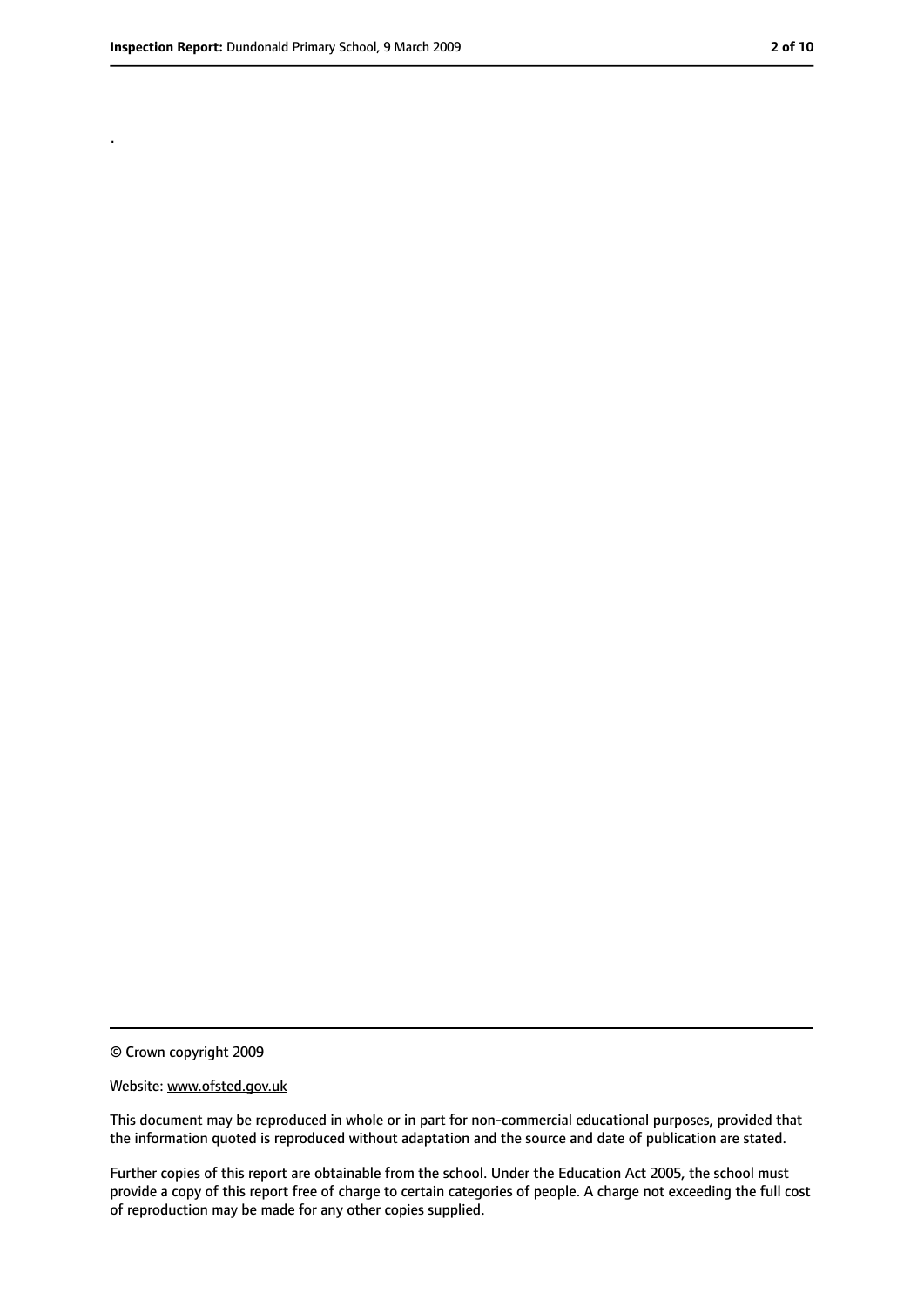.

© Crown copyright 2009

Website: www.ofsted.gov.uk

This document may be reproduced in whole or in part for non-commercial educational purposes, provided that the information quoted is reproduced without adaptation and the source and date of publication are stated.

Further copies of this report are obtainable from the school. Under the Education Act 2005, the school must provide a copy of this report free of charge to certain categories of people. A charge not exceeding the full cost of reproduction may be made for any other copies supplied.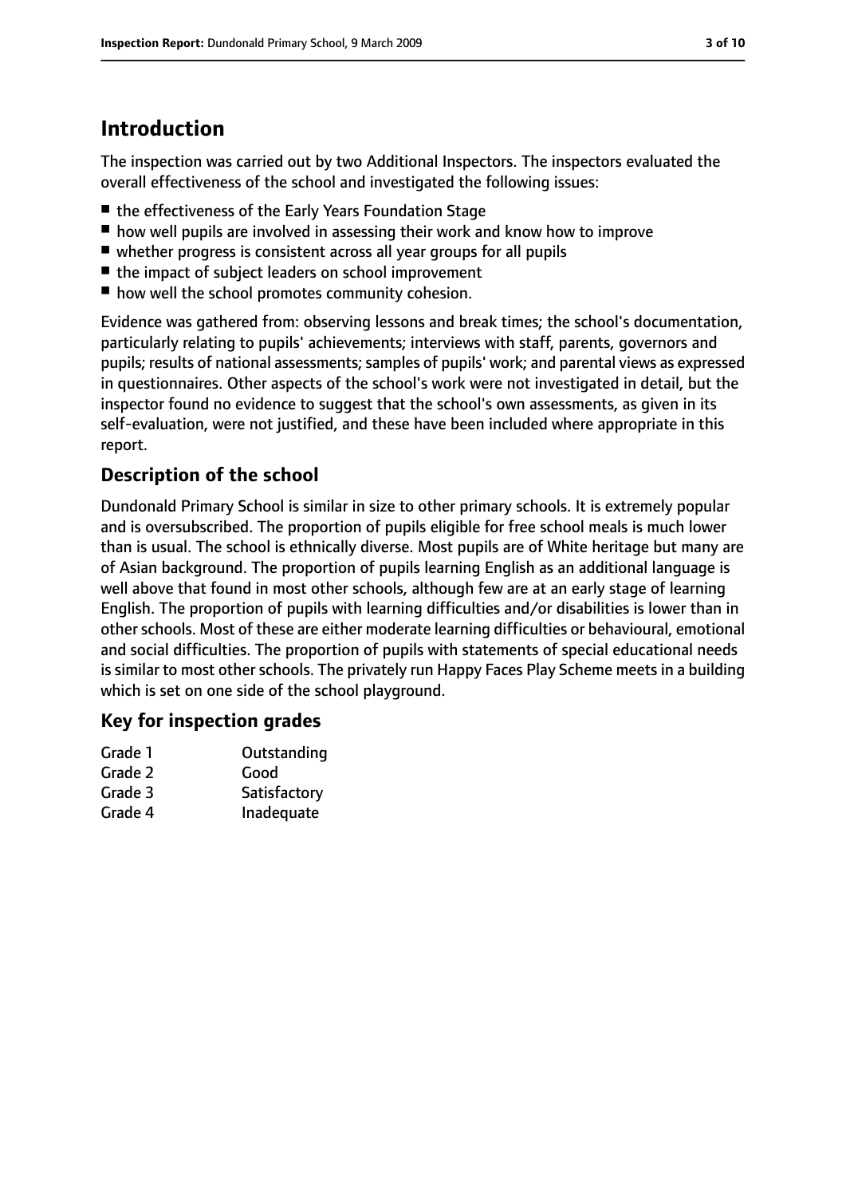## Introduction

The inspection was carried out by two Additional Inspectors. The inspectors evaluated the overall effectiveness of the school and investigated the following issues:

- the effectiveness of the Early Years Foundation Stage
- how well pupils are involved in assessing their work and know how to improve
- whether progress is consistent across all year groups for all pupils
- the impact of subject leaders on school improvement
- how well the school promotes community cohesion.

Evidence was gathered from: observing lessons and break times; the school's documentation, particularly relating to pupils' achievements; interviews with staff, parents, governors and pupils; results of national assessments; samples of pupils' work; and parental views as expressed in questionnaires. Other aspects of the school's work were not investigated in detail, but the inspector found no evidence to suggest that the school's own assessments, as given in its self-evaluation, were not justified, and these have been included where appropriate in this report.

### Description of the school

Dundonald Primary School is similar in size to other primary schools. It is extremely popular and is oversubscribed. The proportion of pupils eligible for free school meals is much lower than is usual. The school is ethnically diverse. Most pupils are of White heritage but many are of Asian background. The proportion of pupils learning English as an additional language is well above that found in most other schools, although few are at an early stage of learning English. The proportion of pupils with learning difficulties and/or disabilities is lower than in other schools. Most of these are either moderate learning difficulties or behavioural, emotional and social difficulties. The proportion of pupils with statements of special educational needs is similar to most other schools. The privately run Happy Faces Play Scheme meets in a building which is set on one side of the school playground.

### Key for inspection grades

| | |
|---|---|
| Grade 1 | Outstanding |
| Grade 2 | Good |
| Grade 3 | Satisfactory |
| Grade 4 | Inadequate |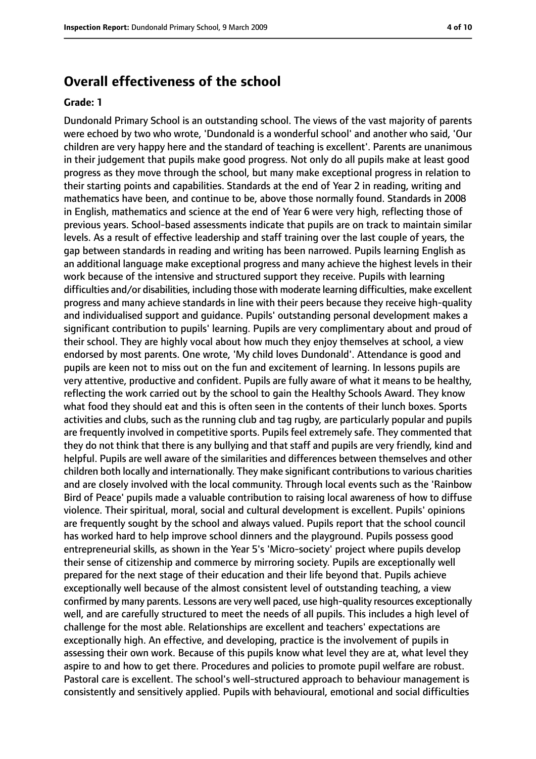## Overall effectiveness of the school

**Grade: 1**

Dundonald Primary School is an outstanding school. The views of the vast majority of parents were echoed by two who wrote, 'Dundonald is a wonderful school' and another who said, 'Our children are very happy here and the standard of teaching is excellent'. Parents are unanimous in their judgement that pupils make good progress. Not only do all pupils make at least good progress as they move through the school, but many make exceptional progress in relation to their starting points and capabilities. Standards at the end of Year 2 in reading, writing and mathematics have been, and continue to be, above those normally found. Standards in 2008 in English, mathematics and science at the end of Year 6 were very high, reflecting those of previous years. School-based assessments indicate that pupils are on track to maintain similar levels. As a result of effective leadership and staff training over the last couple of years, the gap between standards in reading and writing has been narrowed. Pupils learning English as an additional language make exceptional progress and many achieve the highest levels in their work because of the intensive and structured support they receive. Pupils with learning difficulties and/or disabilities, including those with moderate learning difficulties, make excellent progress and many achieve standards in line with their peers because they receive high-quality and individualised support and guidance. Pupils' outstanding personal development makes a significant contribution to pupils' learning. Pupils are very complimentary about and proud of their school. They are highly vocal about how much they enjoy themselves at school, a view endorsed by most parents. One wrote, 'My child loves Dundonald'. Attendance is good and pupils are keen not to miss out on the fun and excitement of learning. In lessons pupils are very attentive, productive and confident. Pupils are fully aware of what it means to be healthy, reflecting the work carried out by the school to gain the Healthy Schools Award. They know what food they should eat and this is often seen in the contents of their lunch boxes. Sports activities and clubs, such as the running club and tag rugby, are particularly popular and pupils are frequently involved in competitive sports. Pupils feel extremely safe. They commented that they do not think that there is any bullying and that staff and pupils are very friendly, kind and helpful. Pupils are well aware of the similarities and differences between themselves and other children both locally and internationally. They make significant contributions to various charities and are closely involved with the local community. Through local events such as the 'Rainbow Bird of Peace' pupils made a valuable contribution to raising local awareness of how to diffuse violence. Their spiritual, moral, social and cultural development is excellent. Pupils' opinions are frequently sought by the school and always valued. Pupils report that the school council has worked hard to help improve school dinners and the playground. Pupils possess good entrepreneurial skills, as shown in the Year 5's 'Micro-society' project where pupils develop their sense of citizenship and commerce by mirroring society. Pupils are exceptionally well prepared for the next stage of their education and their life beyond that. Pupils achieve exceptionally well because of the almost consistent level of outstanding teaching, a view confirmed by many parents. Lessons are very well paced, use high-quality resources exceptionally well, and are carefully structured to meet the needs of all pupils. This includes a high level of challenge for the most able. Relationships are excellent and teachers' expectations are exceptionally high. An effective, and developing, practice is the involvement of pupils in assessing their own work. Because of this pupils know what level they are at, what level they aspire to and how to get there. Procedures and policies to promote pupil welfare are robust. Pastoral care is excellent. The school's well-structured approach to behaviour management is consistently and sensitively applied. Pupils with behavioural, emotional and social difficulties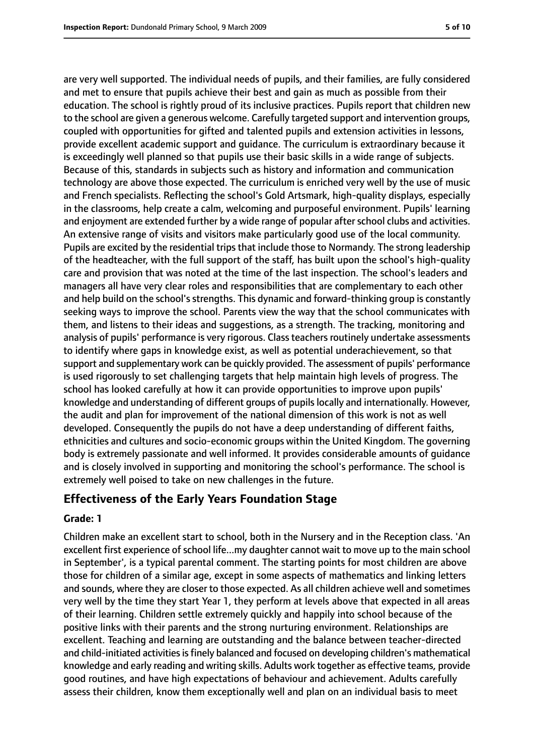are very well supported. The individual needs of pupils, and their families, are fully considered and met to ensure that pupils achieve their best and gain as much as possible from their education. The school is rightly proud of its inclusive practices. Pupils report that children new to the school are given a generous welcome. Carefully targeted support and intervention groups, coupled with opportunities for gifted and talented pupils and extension activities in lessons, provide excellent academic support and guidance. The curriculum is extraordinary because it is exceedingly well planned so that pupils use their basic skills in a wide range of subjects. Because of this, standards in subjects such as history and information and communication technology are above those expected. The curriculum is enriched very well by the use of music and French specialists. Reflecting the school's Gold Artsmark, high-quality displays, especially in the classrooms, help create a calm, welcoming and purposeful environment. Pupils' learning and enjoyment are extended further by a wide range of popular after school clubs and activities. An extensive range of visits and visitors make particularly good use of the local community. Pupils are excited by the residential trips that include those to Normandy. The strong leadership of the headteacher, with the full support of the staff, has built upon the school's high-quality care and provision that was noted at the time of the last inspection. The school's leaders and managers all have very clear roles and responsibilities that are complementary to each other and help build on the school's strengths. This dynamic and forward-thinking group is constantly seeking ways to improve the school. Parents view the way that the school communicates with them, and listens to their ideas and suggestions, as a strength. The tracking, monitoring and analysis of pupils' performance is very rigorous. Class teachers routinely undertake assessments to identify where gaps in knowledge exist, as well as potential underachievement, so that support and supplementary work can be quickly provided. The assessment of pupils' performance is used rigorously to set challenging targets that help maintain high levels of progress. The school has looked carefully at how it can provide opportunities to improve upon pupils' knowledge and understanding of different groups of pupils locally and internationally. However, the audit and plan for improvement of the national dimension of this work is not as well developed. Consequently the pupils do not have a deep understanding of different faiths, ethnicities and cultures and socio-economic groups within the United Kingdom. The governing body is extremely passionate and well informed. It provides considerable amounts of guidance and is closely involved in supporting and monitoring the school's performance. The school is extremely well poised to take on new challenges in the future.

## Effectiveness of the Early Years Foundation Stage

**Grade: 1**

Children make an excellent start to school, both in the Nursery and in the Reception class. 'An excellent first experience of school life...my daughter cannot wait to move up to the main school in September', is a typical parental comment. The starting points for most children are above those for children of a similar age, except in some aspects of mathematics and linking letters and sounds, where they are closer to those expected. As all children achieve well and sometimes very well by the time they start Year 1, they perform at levels above that expected in all areas of their learning. Children settle extremely quickly and happily into school because of the positive links with their parents and the strong nurturing environment. Relationships are excellent. Teaching and learning are outstanding and the balance between teacher-directed and child-initiated activities is finely balanced and focused on developing children's mathematical knowledge and early reading and writing skills. Adults work together as effective teams, provide good routines, and have high expectations of behaviour and achievement. Adults carefully assess their children, know them exceptionally well and plan on an individual basis to meet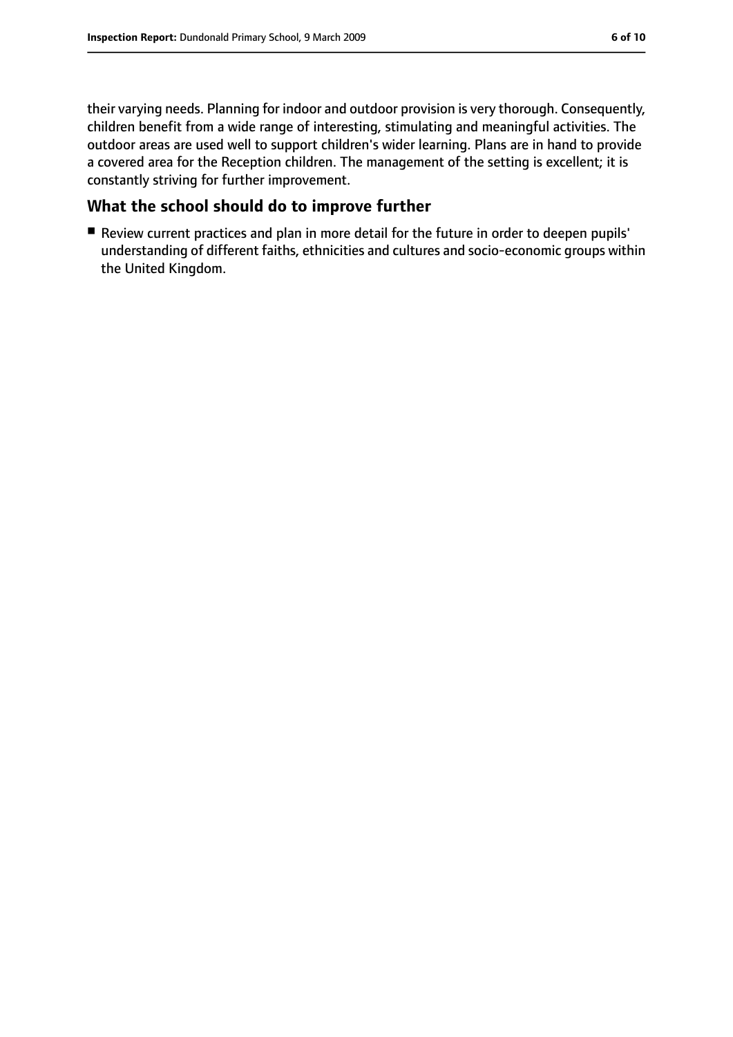their varying needs. Planning for indoor and outdoor provision is very thorough. Consequently, children benefit from a wide range of interesting, stimulating and meaningful activities. The outdoor areas are used well to support children's wider learning. Plans are in hand to provide a covered area for the Reception children. The management of the setting is excellent; it is constantly striving for further improvement.

## What the school should do to improve further

- Review current practices and plan in more detail for the future in order to deepen pupils' understanding of different faiths, ethnicities and cultures and socio-economic groups within the United Kingdom.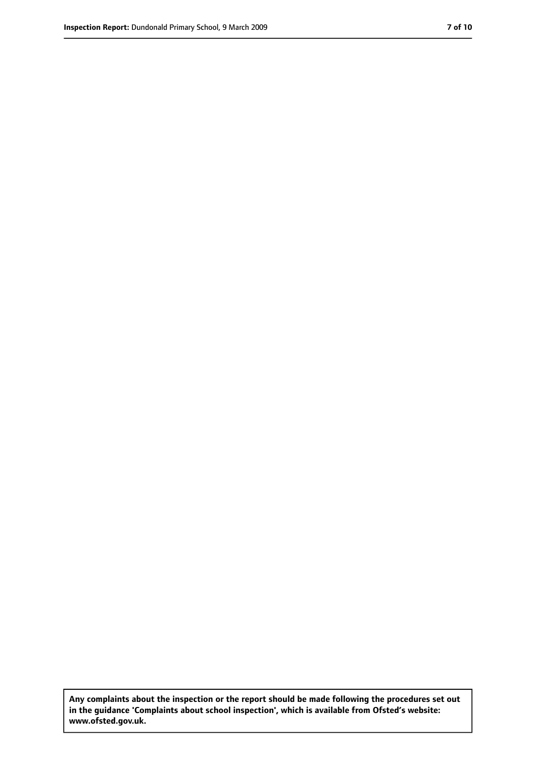**Any complaints about the inspection or the report should be made following the procedures set out in the guidance 'Complaints about school inspection', which is available from Ofsted's website: www.ofsted.gov.uk.**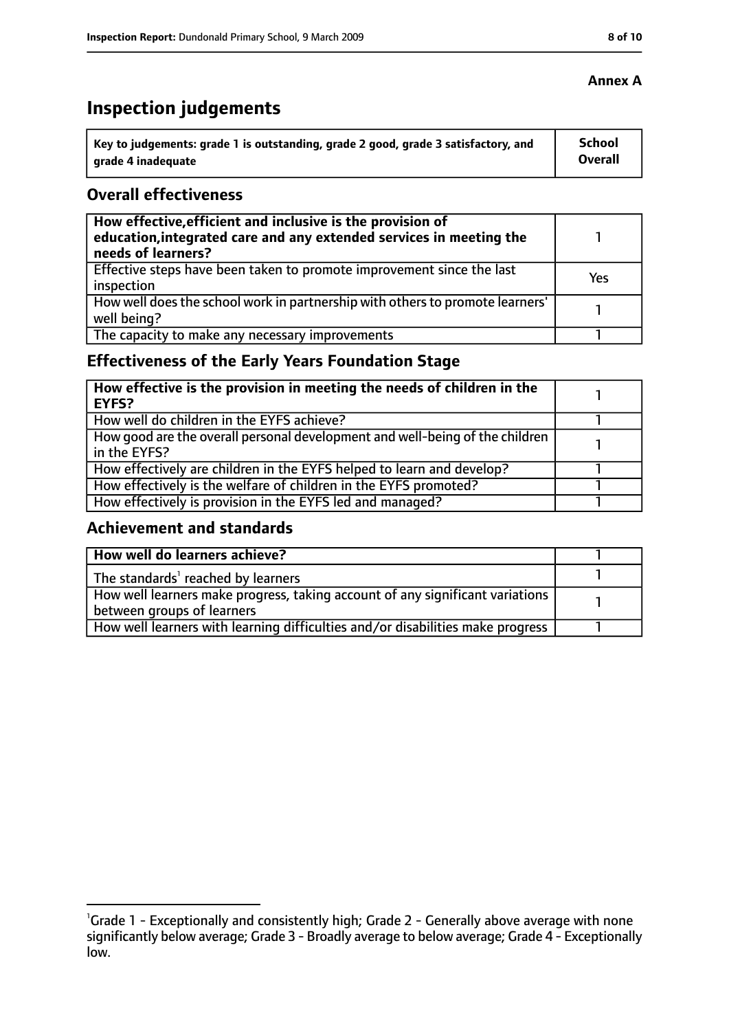**Annex A**

# Inspection judgements

| Key to judgements: grade 1 is outstanding, grade 2 good, grade 3 satisfactory, and grade 4 inadequate | School Overall |
|---|---|

## Overall effectiveness

| | |
|---|---|
| **How effective, efficient and inclusive is the provision of education, integrated care and any extended services in meeting the needs of learners?** | 1 |
| Effective steps have been taken to promote improvement since the last inspection | Yes |
| How well does the school work in partnership with others to promote learners' well being? | 1 |
| The capacity to make any necessary improvements | 1 |

## Effectiveness of the Early Years Foundation Stage

| | |
|---|---|
| **How effective is the provision in meeting the needs of children in the EYFS?** | 1 |
| How well do children in the EYFS achieve? | 1 |
| How good are the overall personal development and well-being of the children in the EYFS? | 1 |
| How effectively are children in the EYFS helped to learn and develop? | 1 |
| How effectively is the welfare of children in the EYFS promoted? | 1 |
| How effectively is provision in the EYFS led and managed? | 1 |

## Achievement and standards

| | |
|---|---|
| **How well do learners achieve?** | 1 |
| The standards[1] reached by learners | 1 |
| How well learners make progress, taking account of any significant variations between groups of learners | 1 |
| How well learners with learning difficulties and/or disabilities make progress | 1 |

[1]Grade 1 - Exceptionally and consistently high; Grade 2 - Generally above average with none significantly below average; Grade 3 - Broadly average to below average; Grade 4 - Exceptionally low.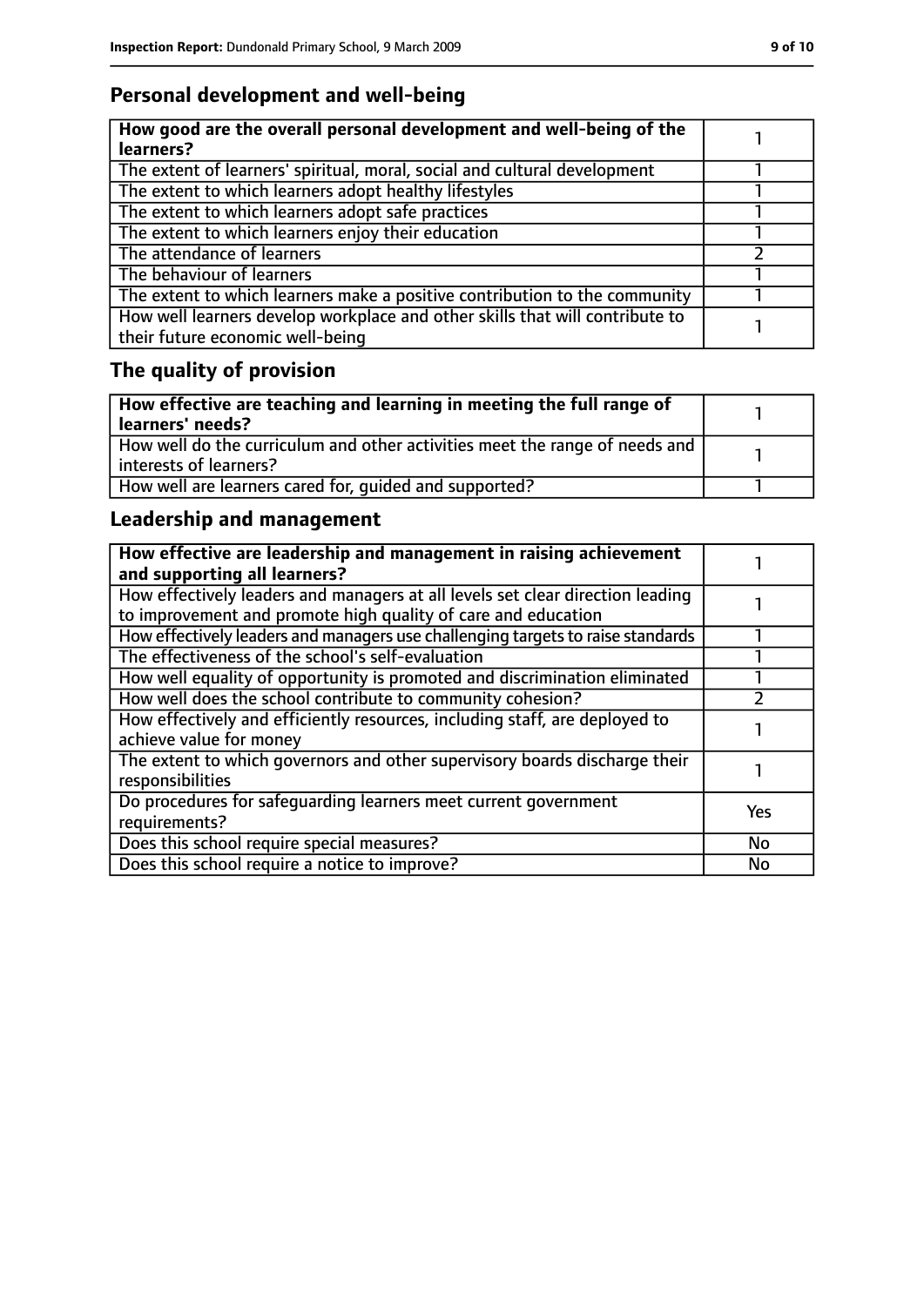## Personal development and well-being

| How good are the overall personal development and well-being of the learners? | 1 |
|---|---|
| The extent of learners' spiritual, moral, social and cultural development | 1 |
| The extent to which learners adopt healthy lifestyles | 1 |
| The extent to which learners adopt safe practices | 1 |
| The extent to which learners enjoy their education | 1 |
| The attendance of learners | 2 |
| The behaviour of learners | 1 |
| The extent to which learners make a positive contribution to the community | 1 |
| How well learners develop workplace and other skills that will contribute to their future economic well-being | 1 |

## The quality of provision

| How effective are teaching and learning in meeting the full range of learners' needs? | 1 |
|---|---|
| How well do the curriculum and other activities meet the range of needs and interests of learners? | 1 |
| How well are learners cared for, guided and supported? | 1 |

## Leadership and management

| How effective are leadership and management in raising achievement and supporting all learners? | 1 |
|---|---|
| How effectively leaders and managers at all levels set clear direction leading to improvement and promote high quality of care and education | 1 |
| How effectively leaders and managers use challenging targets to raise standards | 1 |
| The effectiveness of the school's self-evaluation | 1 |
| How well equality of opportunity is promoted and discrimination eliminated | 1 |
| How well does the school contribute to community cohesion? | 2 |
| How effectively and efficiently resources, including staff, are deployed to achieve value for money | 1 |
| The extent to which governors and other supervisory boards discharge their responsibilities | 1 |
| Do procedures for safeguarding learners meet current government requirements? | Yes |
| Does this school require special measures? | No |
| Does this school require a notice to improve? | No |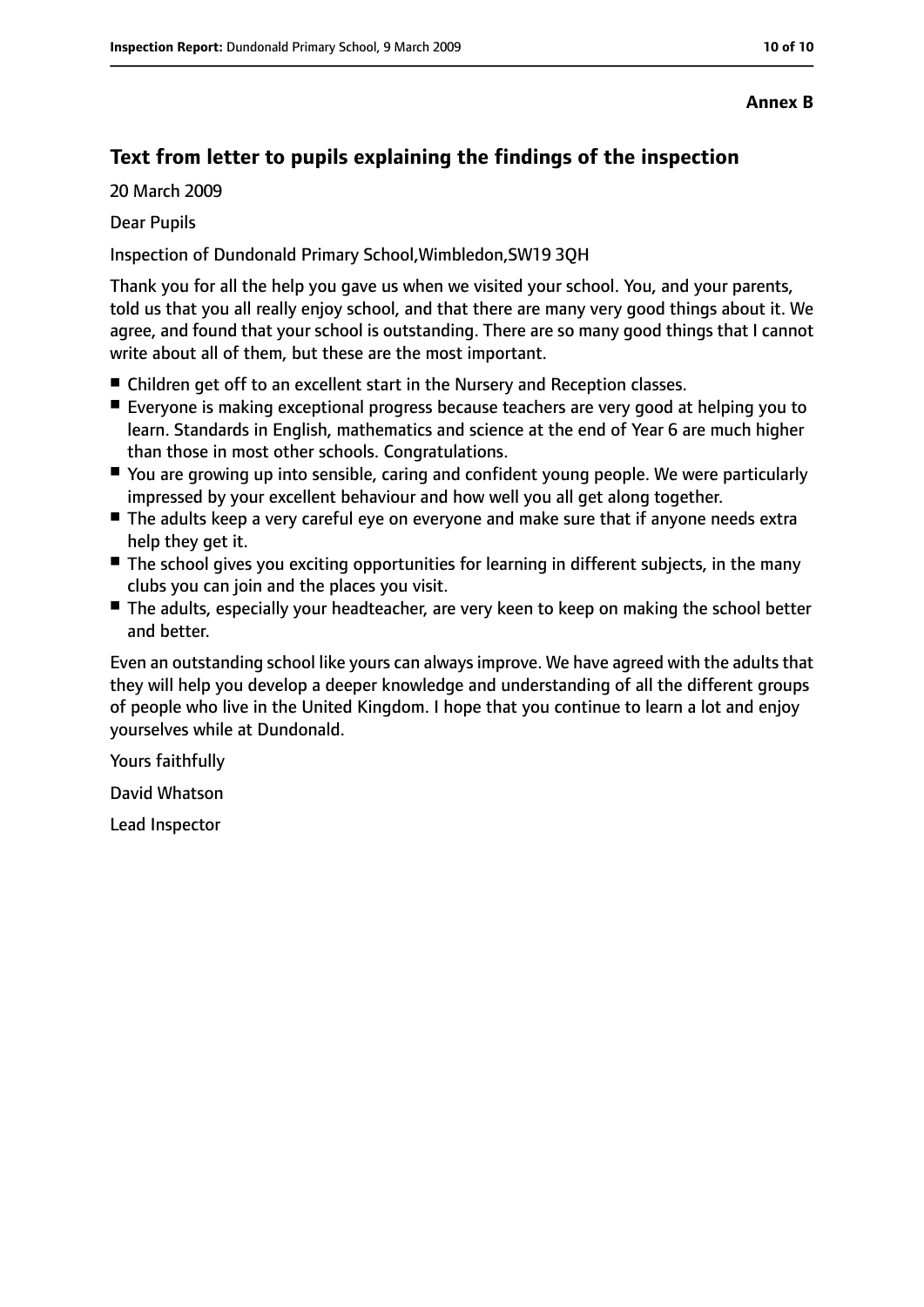**Annex B**

## Text from letter to pupils explaining the findings of the inspection

20 March 2009

Dear Pupils

Inspection of Dundonald Primary School,Wimbledon,SW19 3QH

Thank you for all the help you gave us when we visited your school. You, and your parents, told us that you all really enjoy school, and that there are many very good things about it. We agree, and found that your school is outstanding. There are so many good things that I cannot write about all of them, but these are the most important.

- Children get off to an excellent start in the Nursery and Reception classes.
- Everyone is making exceptional progress because teachers are very good at helping you to learn. Standards in English, mathematics and science at the end of Year 6 are much higher than those in most other schools. Congratulations.
- You are growing up into sensible, caring and confident young people. We were particularly impressed by your excellent behaviour and how well you all get along together.
- The adults keep a very careful eye on everyone and make sure that if anyone needs extra help they get it.
- The school gives you exciting opportunities for learning in different subjects, in the many clubs you can join and the places you visit.
- The adults, especially your headteacher, are very keen to keep on making the school better and better.

Even an outstanding school like yours can always improve. We have agreed with the adults that they will help you develop a deeper knowledge and understanding of all the different groups of people who live in the United Kingdom. I hope that you continue to learn a lot and enjoy yourselves while at Dundonald.

Yours faithfully

David Whatson

Lead Inspector